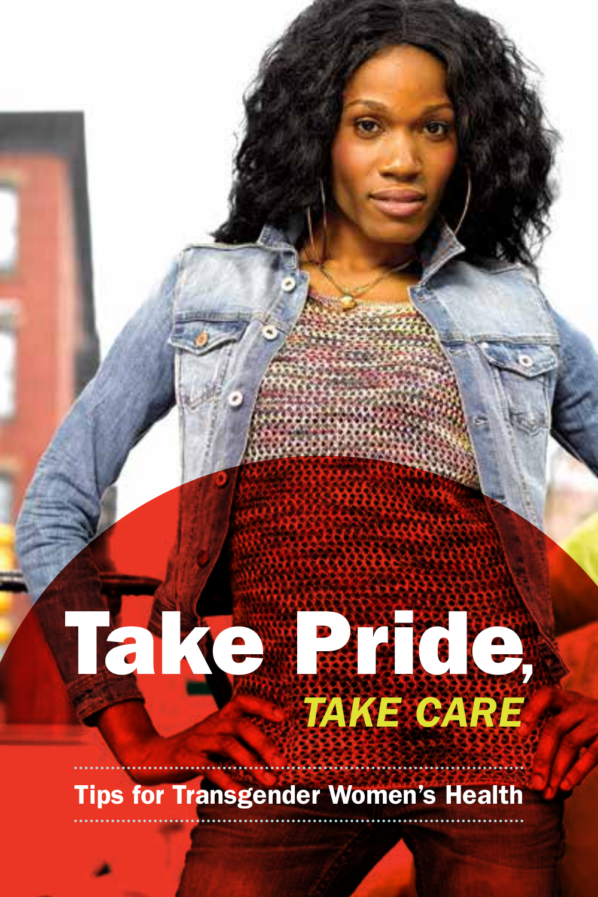# Take Pride, *TAKE CARE*

**Tips for Transgender Women's Health**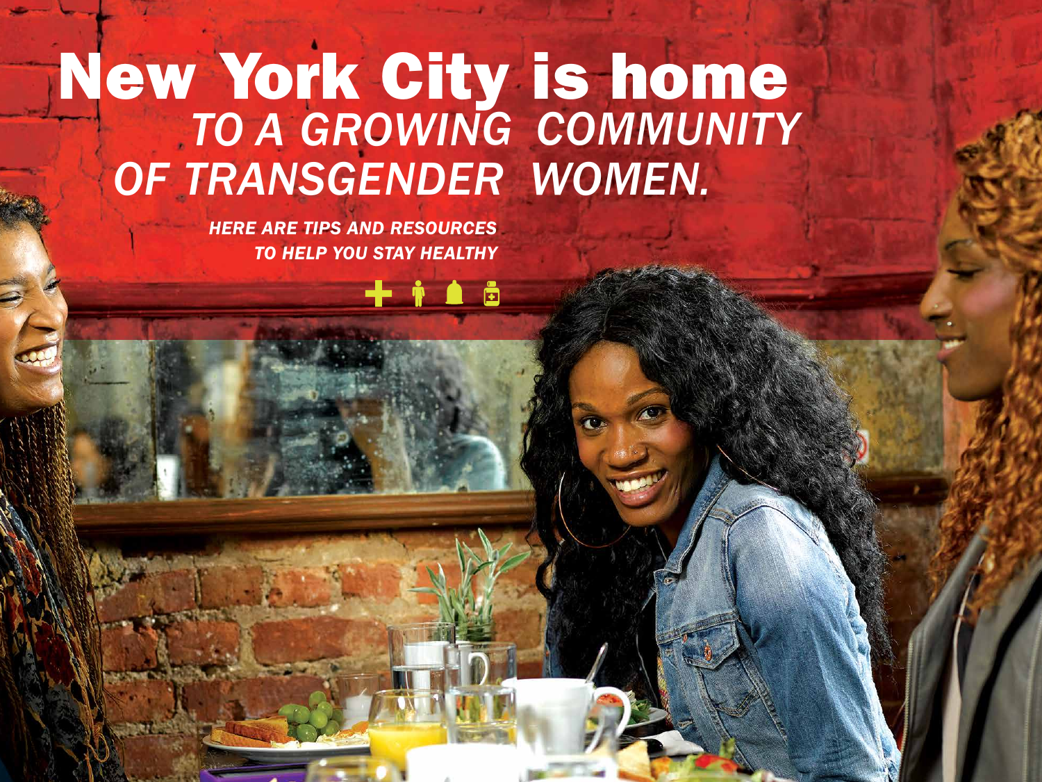# New York City is home *TO A GROWING COMMUNITY OF TRANSGENDER WOMEN.*

***HERE ARE TIPS AND RESOURCES TO HELP YOU STAY HEALTHY***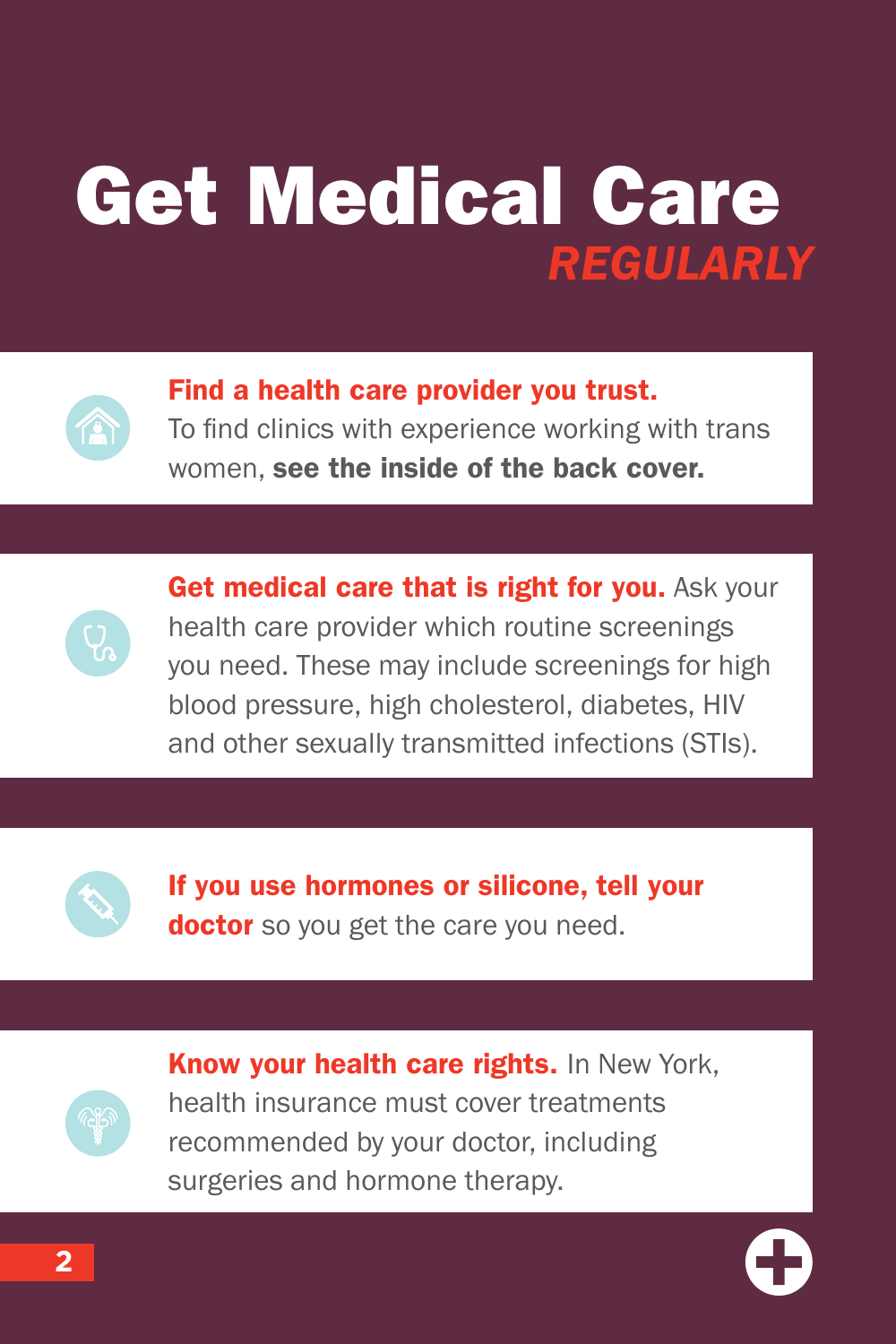# Get Medical Care *REGULARLY*

**Find a health care provider you trust.** To find clinics with experience working with trans women, **see the inside of the back cover.**

**Get medical care that is right for you.** Ask your health care provider which routine screenings you need. These may include screenings for high blood pressure, high cholesterol, diabetes, HIV and other sexually transmitted infections (STIs).

**If you use hormones or silicone, tell your doctor** so you get the care you need.

**Know your health care rights.** In New York, health insurance must cover treatments recommended by your doctor, including surgeries and hormone therapy.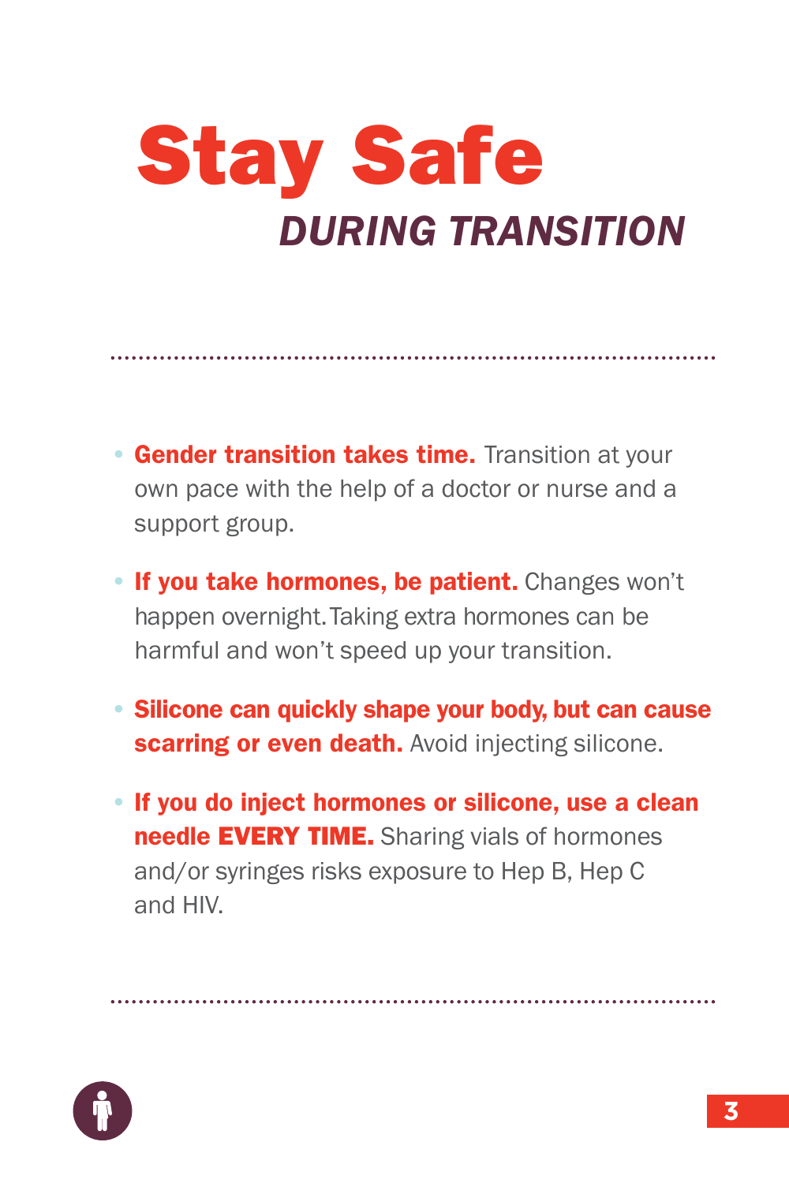# Stay Safe

## *DURING TRANSITION*

- **Gender transition takes time.** Transition at your own pace with the help of a doctor or nurse and a support group.
- **If you take hormones, be patient.** Changes won't happen overnight. Taking extra hormones can be harmful and won't speed up your transition.
- **Silicone can quickly shape your body, but can cause scarring or even death.** Avoid injecting silicone.
- **If you do inject hormones or silicone, use a clean needle EVERY TIME.** Sharing vials of hormones and/or syringes risks exposure to Hep B, Hep C and HIV.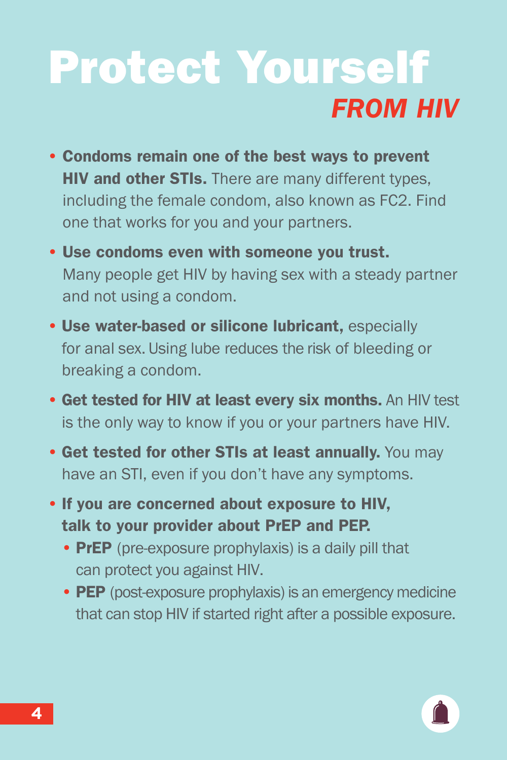# Protect Yourself *FROM HIV*

- **Condoms remain one of the best ways to prevent HIV and other STIs.** There are many different types, including the female condom, also known as FC2. Find one that works for you and your partners.
- **Use condoms even with someone you trust.** Many people get HIV by having sex with a steady partner and not using a condom.
- **Use water-based or silicone lubricant,** especially for anal sex. Using lube reduces the risk of bleeding or breaking a condom.
- **Get tested for HIV at least every six months.** An HIV test is the only way to know if you or your partners have HIV.
- **Get tested for other STIs at least annually.** You may have an STI, even if you don't have any symptoms.
- **If you are concerned about exposure to HIV, talk to your provider about PrEP and PEP.**
  - **PrEP** (pre-exposure prophylaxis) is a daily pill that can protect you against HIV.
  - **PEP** (post-exposure prophylaxis) is an emergency medicine that can stop HIV if started right after a possible exposure.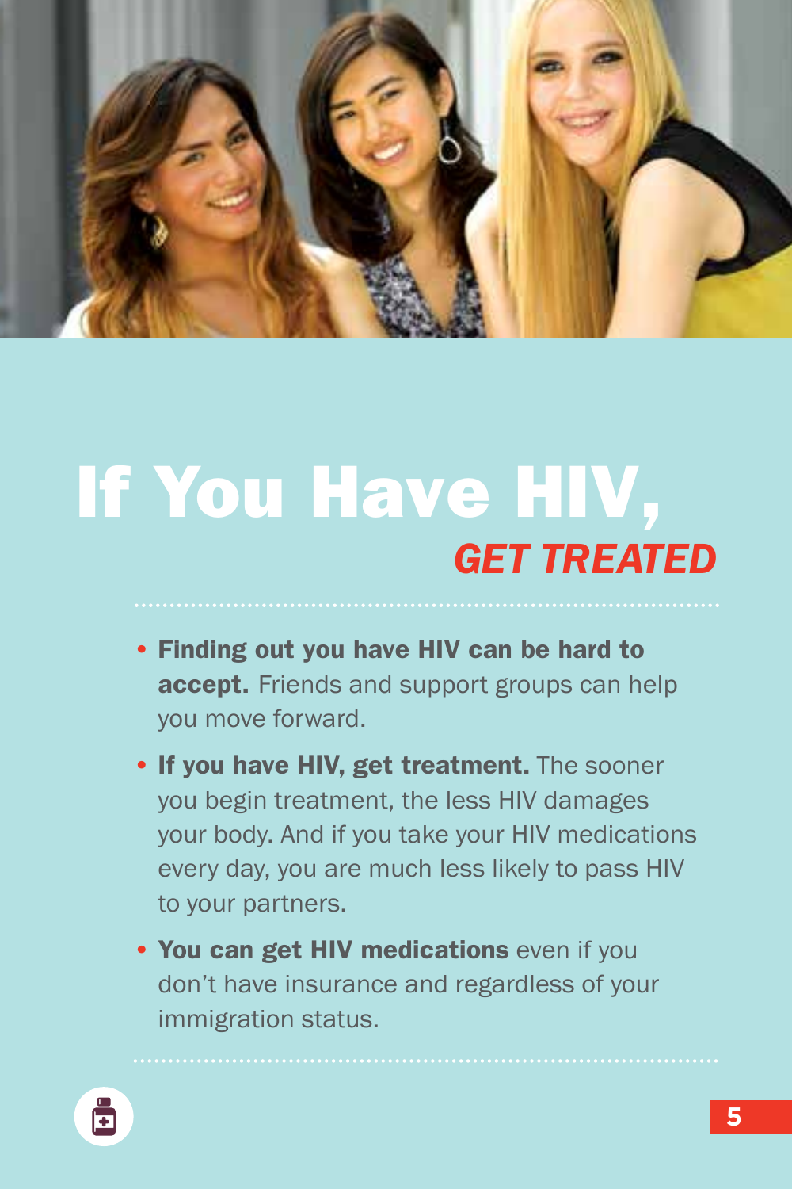# If You Have HIV, *GET TREATED*

- **Finding out you have HIV can be hard to accept.** Friends and support groups can help you move forward.
- **If you have HIV, get treatment.** The sooner you begin treatment, the less HIV damages your body. And if you take your HIV medications every day, you are much less likely to pass HIV to your partners.
- **You can get HIV medications** even if you don't have insurance and regardless of your immigration status.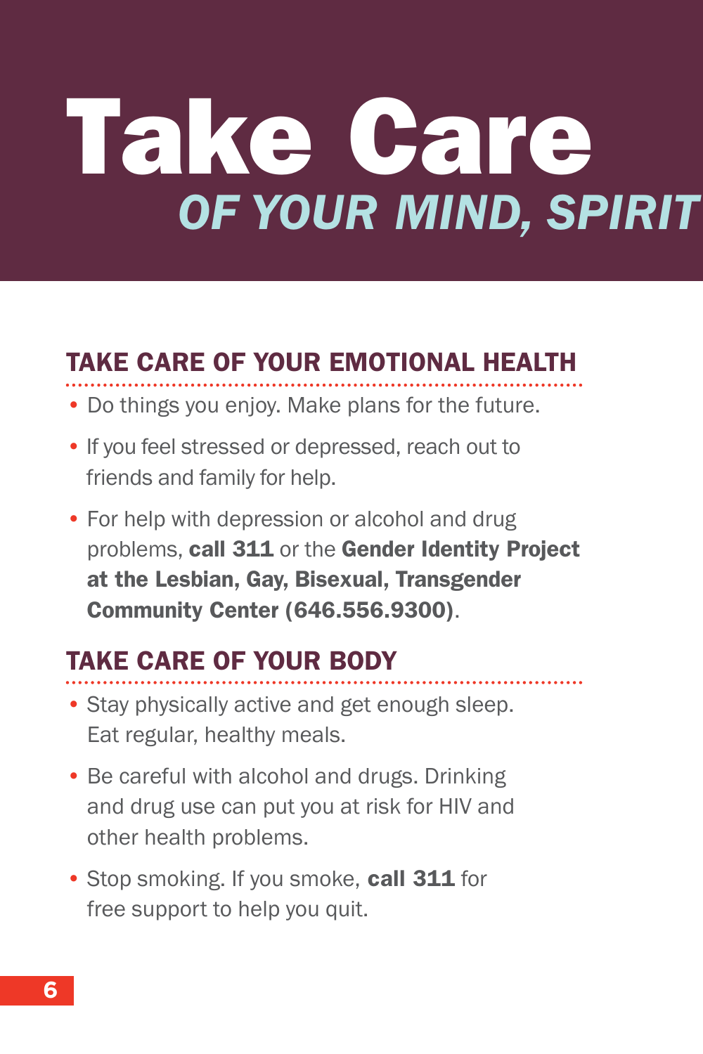# Take Care

## *OF YOUR MIND, SPIRIT*

### TAKE CARE OF YOUR EMOTIONAL HEALTH

- Do things you enjoy. Make plans for the future.
- If you feel stressed or depressed, reach out to friends and family for help.
- For help with depression or alcohol and drug problems, **call 311** or the **Gender Identity Project at the Lesbian, Gay, Bisexual, Transgender Community Center (646.556.9300)**.

### TAKE CARE OF YOUR BODY

- Stay physically active and get enough sleep. Eat regular, healthy meals.
- Be careful with alcohol and drugs. Drinking and drug use can put you at risk for HIV and other health problems.
- Stop smoking. If you smoke, **call 311** for free support to help you quit.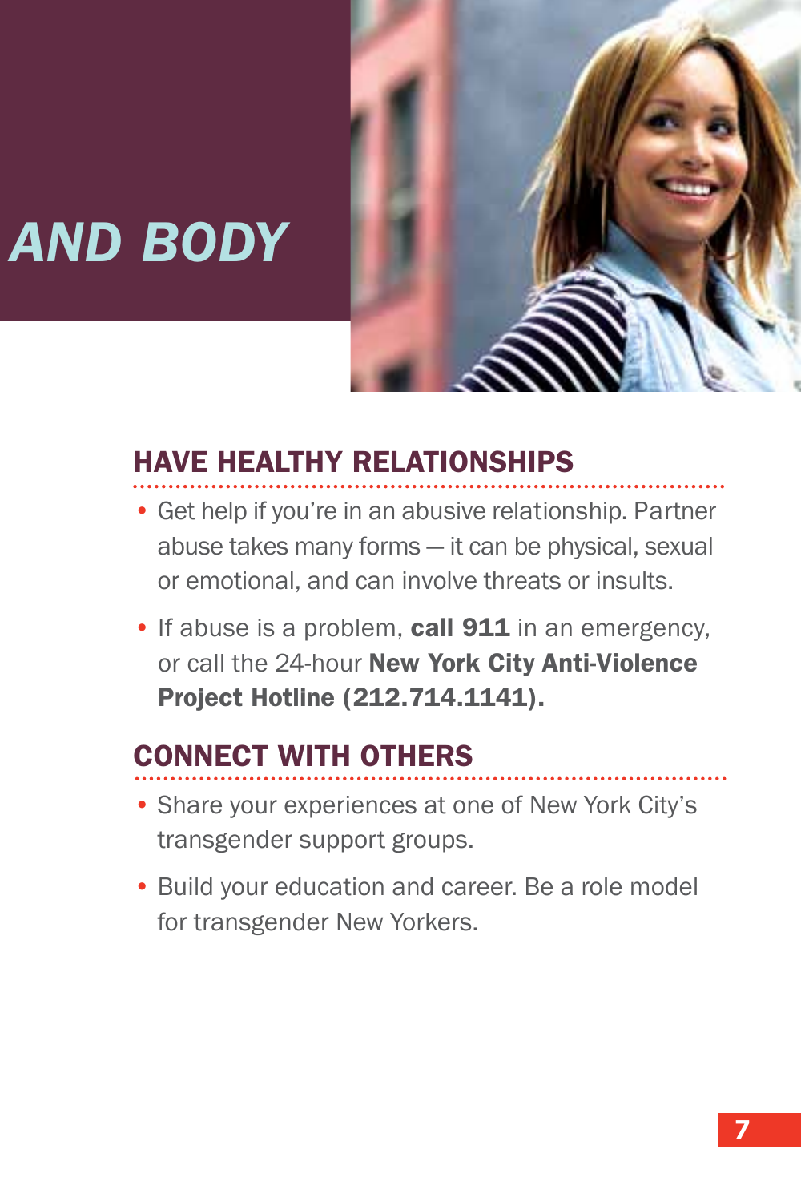# AND BODY

## HAVE HEALTHY RELATIONSHIPS

- Get help if you're in an abusive relationship. Partner abuse takes many forms — it can be physical, sexual or emotional, and can involve threats or insults.
- If abuse is a problem, **call 911** in an emergency, or call the 24-hour **New York City Anti-Violence Project Hotline (212.714.1141).**

## CONNECT WITH OTHERS

- Share your experiences at one of New York City's transgender support groups.
- Build your education and career. Be a role model for transgender New Yorkers.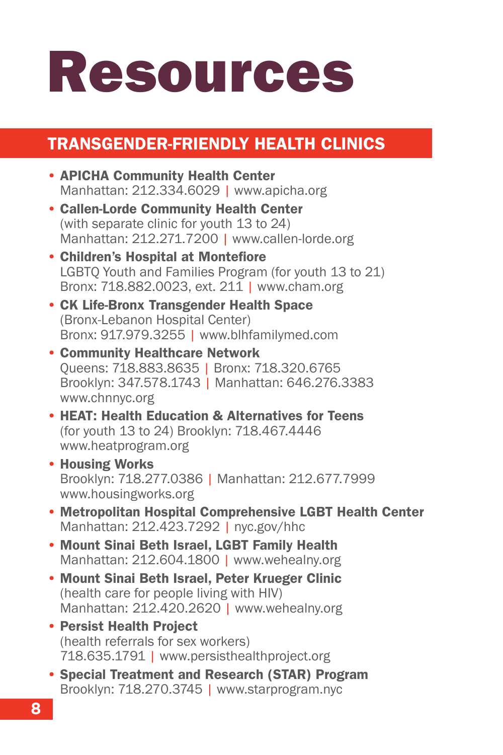# Resources

## TRANSGENDER-FRIENDLY HEALTH CLINICS

- **APICHA Community Health Center**
  Manhattan: 212.334.6029 | www.apicha.org
- **Callen-Lorde Community Health Center**
  (with separate clinic for youth 13 to 24)
  Manhattan: 212.271.7200 | www.callen-lorde.org
- **Children's Hospital at Montefiore**
  LGBTQ Youth and Families Program (for youth 13 to 21)
  Bronx: 718.882.0023, ext. 211 | www.cham.org
- **CK Life-Bronx Transgender Health Space**
  (Bronx-Lebanon Hospital Center)
  Bronx: 917.979.3255 | www.blhfamilymed.com
- **Community Healthcare Network**
  Queens: 718.883.8635 | Bronx: 718.320.6765
  Brooklyn: 347.578.1743 | Manhattan: 646.276.3383
  www.chnnyc.org
- **HEAT: Health Education & Alternatives for Teens**
  (for youth 13 to 24) Brooklyn: 718.467.4446
  www.heatprogram.org
- **Housing Works**
  Brooklyn: 718.277.0386 | Manhattan: 212.677.7999
  www.housingworks.org
- **Metropolitan Hospital Comprehensive LGBT Health Center**
  Manhattan: 212.423.7292 | nyc.gov/hhc
- **Mount Sinai Beth Israel, LGBT Family Health**
  Manhattan: 212.604.1800 | www.wehealny.org
- **Mount Sinai Beth Israel, Peter Krueger Clinic**
  (health care for people living with HIV)
  Manhattan: 212.420.2620 | www.wehealny.org
- **Persist Health Project**
  (health referrals for sex workers)
  718.635.1791 | www.persisthealthproject.org
- **Special Treatment and Research (STAR) Program**
  Brooklyn: 718.270.3745 | www.starprogram.nyc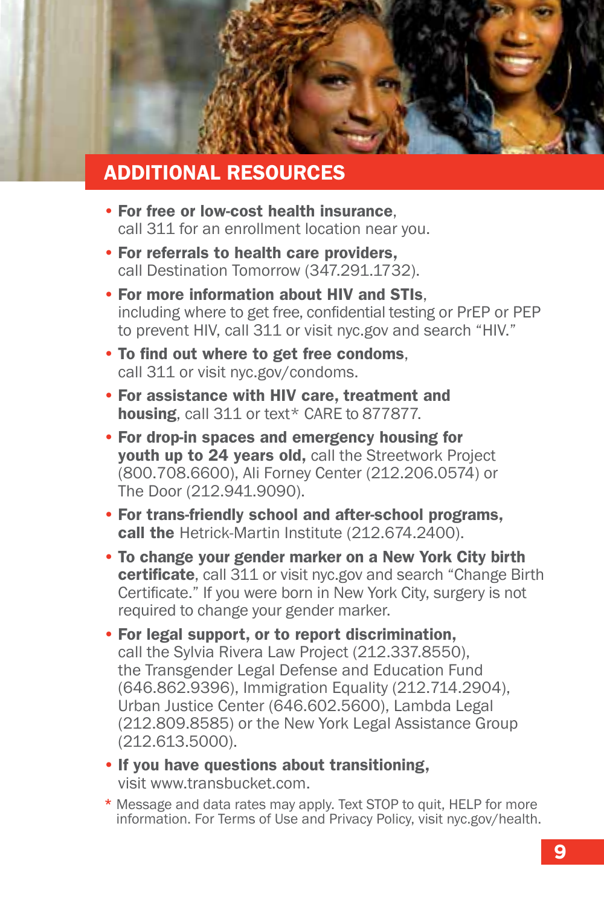## ADDITIONAL RESOURCES

- **For free or low-cost health insurance**, call 311 for an enrollment location near you.
- **For referrals to health care providers,** call Destination Tomorrow (347.291.1732).
- **For more information about HIV and STIs**, including where to get free, confidential testing or PrEP or PEP to prevent HIV, call 311 or visit nyc.gov and search "HIV."
- **To find out where to get free condoms**, call 311 or visit nyc.gov/condoms.
- **For assistance with HIV care, treatment and housing**, call 311 or text* CARE to 877877.
- **For drop-in spaces and emergency housing for youth up to 24 years old,** call the Streetwork Project (800.708.6600), Ali Forney Center (212.206.0574) or The Door (212.941.9090).
- **For trans-friendly school and after-school programs, call the** Hetrick-Martin Institute (212.674.2400).
- **To change your gender marker on a New York City birth certificate**, call 311 or visit nyc.gov and search "Change Birth Certificate." If you were born in New York City, surgery is not required to change your gender marker.
- **For legal support, or to report discrimination,** call the Sylvia Rivera Law Project (212.337.8550), the Transgender Legal Defense and Education Fund (646.862.9396), Immigration Equality (212.714.2904), Urban Justice Center (646.602.5600), Lambda Legal (212.809.8585) or the New York Legal Assistance Group (212.613.5000).
- **If you have questions about transitioning,** visit www.transbucket.com.

* Message and data rates may apply. Text STOP to quit, HELP for more information. For Terms of Use and Privacy Policy, visit nyc.gov/health.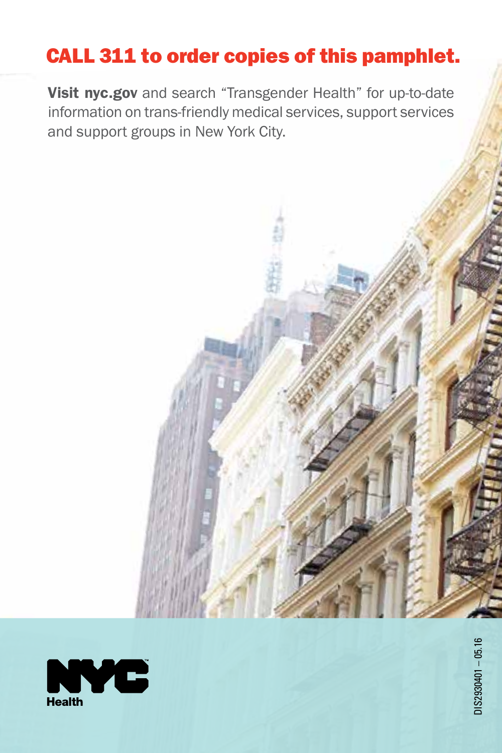## CALL 311 to order copies of this pamphlet.

**Visit nyc.gov** and search "Transgender Health" for up-to-date information on trans-friendly medical services, support services and support groups in New York City.

NYC Health

DIS2930401 – 05.16